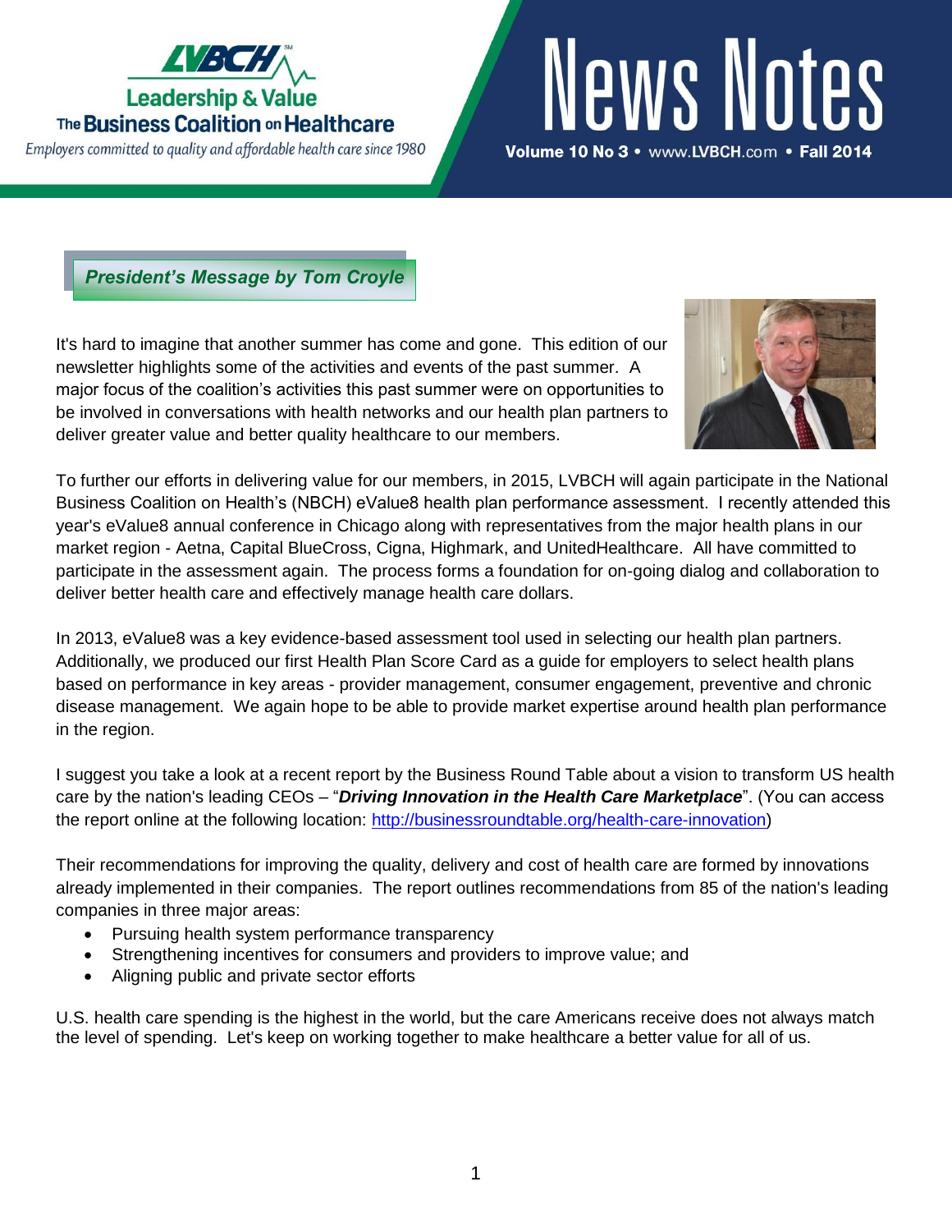# LVBCH Leadership & Value — The Business Coalition on Healthcare

*Employers committed to quality and affordable health care since 1980*

# News Notes

**Volume 10 No 3** • www.LVBCH.com • **Fall 2014**

## *President's Message by Tom Croyle*

It's hard to imagine that another summer has come and gone. This edition of our newsletter highlights some of the activities and events of the past summer. A major focus of the coalition's activities this past summer were on opportunities to be involved in conversations with health networks and our health plan partners to deliver greater value and better quality healthcare to our members.

To further our efforts in delivering value for our members, in 2015, LVBCH will again participate in the National Business Coalition on Health's (NBCH) eValue8 health plan performance assessment. I recently attended this year's eValue8 annual conference in Chicago along with representatives from the major health plans in our market region - Aetna, Capital BlueCross, Cigna, Highmark, and UnitedHealthcare. All have committed to participate in the assessment again. The process forms a foundation for on-going dialog and collaboration to deliver better health care and effectively manage health care dollars.

In 2013, eValue8 was a key evidence-based assessment tool used in selecting our health plan partners. Additionally, we produced our first Health Plan Score Card as a guide for employers to select health plans based on performance in key areas - provider management, consumer engagement, preventive and chronic disease management. We again hope to be able to provide market expertise around health plan performance in the region.

I suggest you take a look at a recent report by the Business Round Table about a vision to transform US health care by the nation's leading CEOs – "***Driving Innovation in the Health Care Marketplace***". (You can access the report online at the following location: http://businessroundtable.org/health-care-innovation)

Their recommendations for improving the quality, delivery and cost of health care are formed by innovations already implemented in their companies. The report outlines recommendations from 85 of the nation's leading companies in three major areas:

- Pursuing health system performance transparency
- Strengthening incentives for consumers and providers to improve value; and
- Aligning public and private sector efforts

U.S. health care spending is the highest in the world, but the care Americans receive does not always match the level of spending. Let's keep on working together to make healthcare a better value for all of us.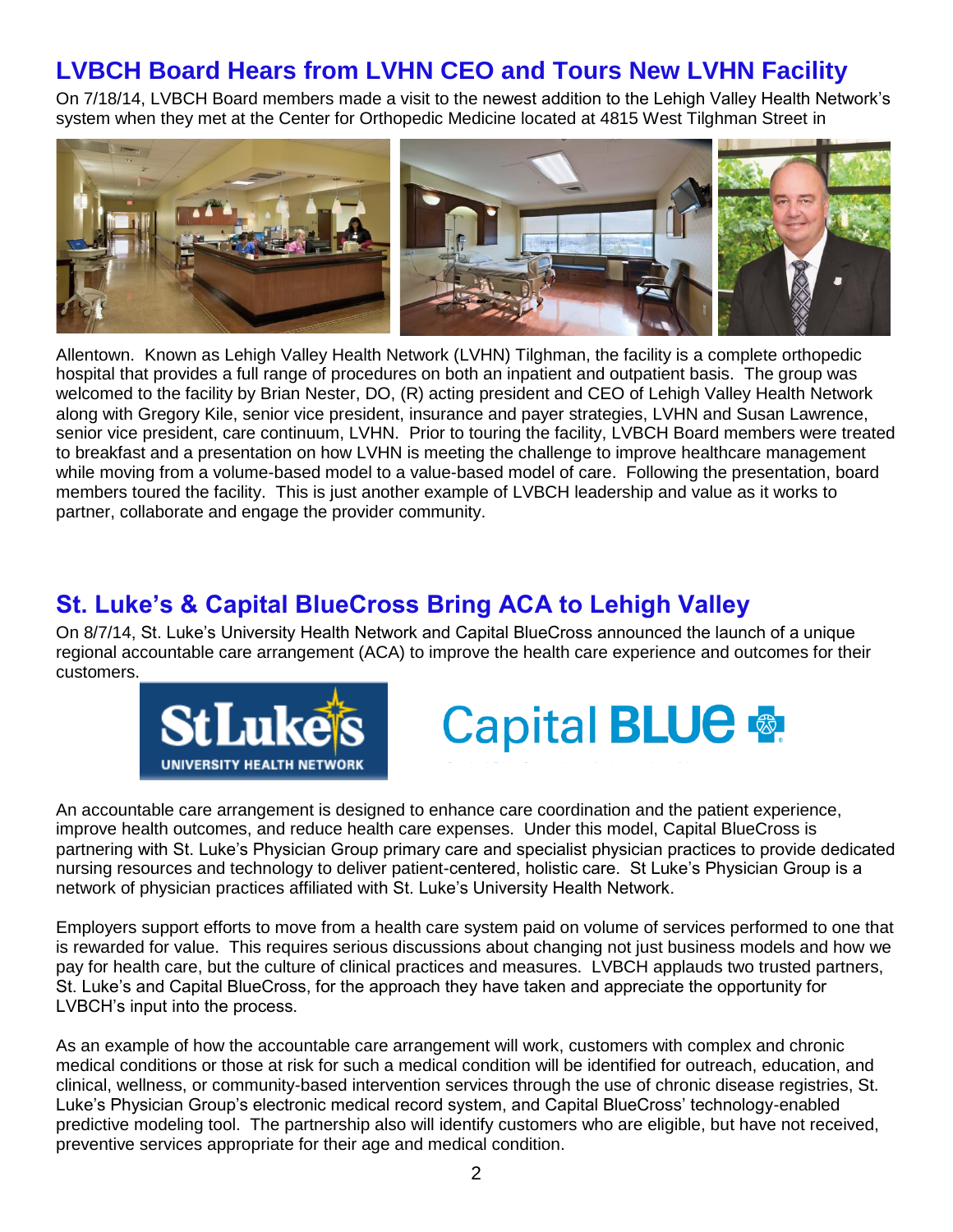## LVBCH Board Hears from LVHN CEO and Tours New LVHN Facility

On 7/18/14, LVBCH Board members made a visit to the newest addition to the Lehigh Valley Health Network's system when they met at the Center for Orthopedic Medicine located at 4815 West Tilghman Street in Allentown. Known as Lehigh Valley Health Network (LVHN) Tilghman, the facility is a complete orthopedic hospital that provides a full range of procedures on both an inpatient and outpatient basis. The group was welcomed to the facility by Brian Nester, DO, (R) acting president and CEO of Lehigh Valley Health Network along with Gregory Kile, senior vice president, insurance and payer strategies, LVHN and Susan Lawrence, senior vice president, care continuum, LVHN. Prior to touring the facility, LVBCH Board members were treated to breakfast and a presentation on how LVHN is meeting the challenge to improve healthcare management while moving from a volume-based model to a value-based model of care. Following the presentation, board members toured the facility. This is just another example of LVBCH leadership and value as it works to partner, collaborate and engage the provider community.

## St. Luke's & Capital BlueCross Bring ACA to Lehigh Valley

On 8/7/14, St. Luke's University Health Network and Capital BlueCross announced the launch of a unique regional accountable care arrangement (ACA) to improve the health care experience and outcomes for their customers.

An accountable care arrangement is designed to enhance care coordination and the patient experience, improve health outcomes, and reduce health care expenses. Under this model, Capital BlueCross is partnering with St. Luke's Physician Group primary care and specialist physician practices to provide dedicated nursing resources and technology to deliver patient-centered, holistic care. St Luke's Physician Group is a network of physician practices affiliated with St. Luke's University Health Network.

Employers support efforts to move from a health care system paid on volume of services performed to one that is rewarded for value. This requires serious discussions about changing not just business models and how we pay for health care, but the culture of clinical practices and measures. LVBCH applauds two trusted partners, St. Luke's and Capital BlueCross, for the approach they have taken and appreciate the opportunity for LVBCH's input into the process.

As an example of how the accountable care arrangement will work, customers with complex and chronic medical conditions or those at risk for such a medical condition will be identified for outreach, education, and clinical, wellness, or community-based intervention services through the use of chronic disease registries, St. Luke's Physician Group's electronic medical record system, and Capital BlueCross' technology-enabled predictive modeling tool. The partnership also will identify customers who are eligible, but have not received, preventive services appropriate for their age and medical condition.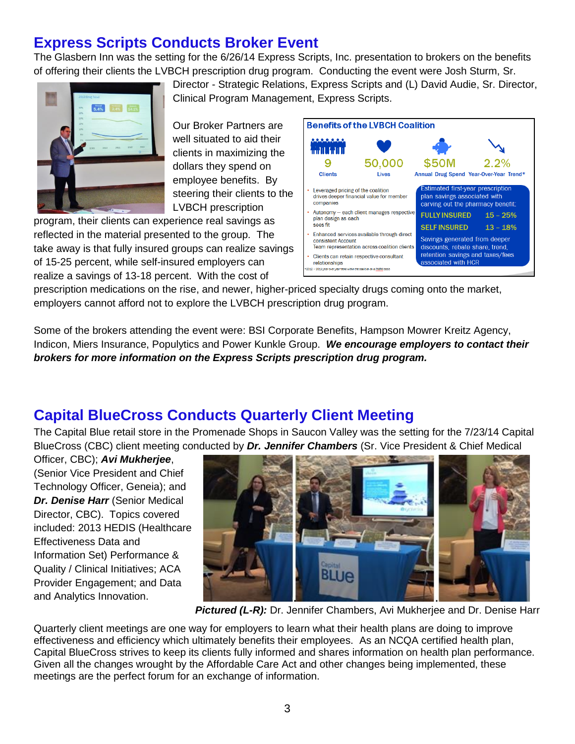## Express Scripts Conducts Broker Event

The Glasbern Inn was the setting for the 6/26/14 Express Scripts, Inc. presentation to brokers on the benefits of offering their clients the LVBCH prescription drug program. Conducting the event were Josh Sturm, Sr. Director - Strategic Relations, Express Scripts and (L) David Audie, Sr. Director, Clinical Program Management, Express Scripts.

Our Broker Partners are well situated to aid their clients in maximizing the dollars they spend on employee benefits. By steering their clients to the LVBCH prescription program, their clients can experience real savings as reflected in the material presented to the group. The take away is that fully insured groups can realize savings of 15-25 percent, while self-insured employers can realize a savings of 13-18 percent. With the cost of prescription medications on the rise, and newer, higher-priced specialty drugs coming onto the market, employers cannot afford not to explore the LVBCH prescription drug program.

**Benefits of the LVBCH Coalition**

| 9 | 50,000 | $50M | 2.2% |
|---|---|---|---|
| Clients | Lives | Annual Drug Spend | Year-Over-Year Trend* |

- Leveraged pricing of the coalition drives deeper financial value for member companies
- Autonomy – each client manages respective plan design as each sees fit
- Enhanced services available through direct consistent Account Team representation across coalition clients
- Clients can retain respective consultant relationships

Estimated first-year prescription plan savings associated with carving out the pharmacy benefit:

| | |
|---|---|
| FULLY INSURED | 15 – 25% |
| SELF INSURED | 13 – 18% |

Savings generated from deeper discounts, rebate share, trend, retention savings and taxes/fees associated with HCR

*2012 – 2013 year over year trend within the coalition on a PMPM basis

Some of the brokers attending the event were: BSI Corporate Benefits, Hampson Mowrer Kreitz Agency, Indicon, Miers Insurance, Populytics and Power Kunkle Group. ***We encourage employers to contact their brokers for more information on the Express Scripts prescription drug program.***

## Capital BlueCross Conducts Quarterly Client Meeting

The Capital Blue retail store in the Promenade Shops in Saucon Valley was the setting for the 7/23/14 Capital BlueCross (CBC) client meeting conducted by ***Dr. Jennifer Chambers*** (Sr. Vice President & Chief Medical Officer, CBC); ***Avi Mukherjee***, (Senior Vice President and Chief Technology Officer, Geneia); and ***Dr. Denise Harr*** (Senior Medical Director, CBC). Topics covered included: 2013 HEDIS (Healthcare Effectiveness Data and Information Set) Performance & Quality / Clinical Initiatives; ACA Provider Engagement; and Data and Analytics Innovation.

***Pictured (L-R):*** Dr. Jennifer Chambers, Avi Mukherjee and Dr. Denise Harr

Quarterly client meetings are one way for employers to learn what their health plans are doing to improve effectiveness and efficiency which ultimately benefits their employees. As an NCQA certified health plan, Capital BlueCross strives to keep its clients fully informed and shares information on health plan performance. Given all the changes wrought by the Affordable Care Act and other changes being implemented, these meetings are the perfect forum for an exchange of information.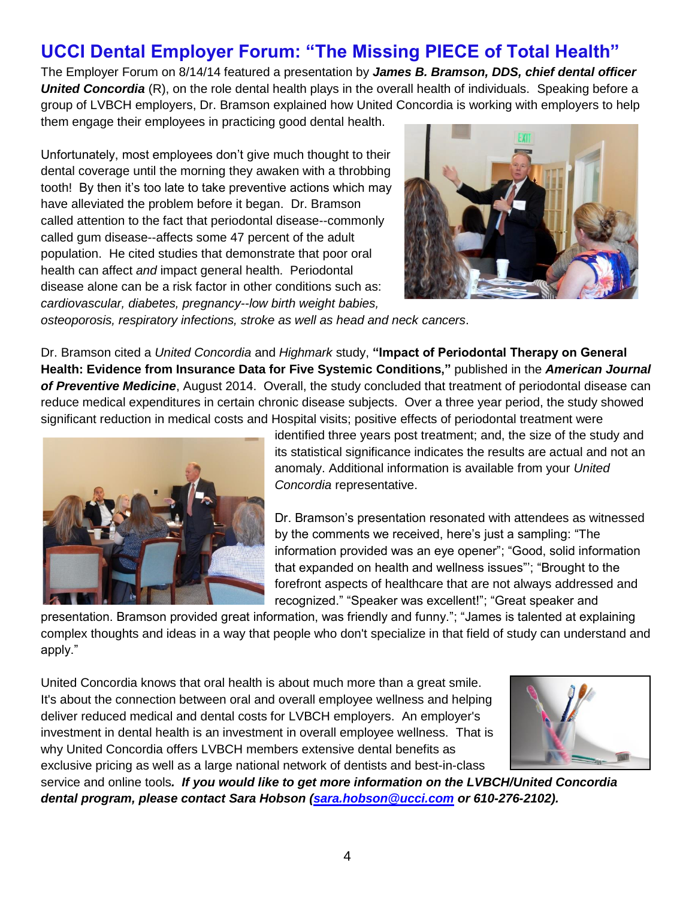# UCCI Dental Employer Forum: "The Missing PIECE of Total Health"

The Employer Forum on 8/14/14 featured a presentation by ***James B. Bramson, DDS, chief dental officer United Concordia*** (R), on the role dental health plays in the overall health of individuals. Speaking before a group of LVBCH employers, Dr. Bramson explained how United Concordia is working with employers to help them engage their employees in practicing good dental health.

Unfortunately, most employees don't give much thought to their dental coverage until the morning they awaken with a throbbing tooth! By then it's too late to take preventive actions which may have alleviated the problem before it began. Dr. Bramson called attention to the fact that periodontal disease--commonly called gum disease--affects some 47 percent of the adult population. He cited studies that demonstrate that poor oral health can affect *and* impact general health. Periodontal disease alone can be a risk factor in other conditions such as: *cardiovascular, diabetes, pregnancy--low birth weight babies, osteoporosis, respiratory infections, stroke as well as head and neck cancers*.

Dr. Bramson cited a *United Concordia* and *Highmark* study, **"Impact of Periodontal Therapy on General Health: Evidence from Insurance Data for Five Systemic Conditions,"** published in the ***American Journal of Preventive Medicine***, August 2014. Overall, the study concluded that treatment of periodontal disease can reduce medical expenditures in certain chronic disease subjects. Over a three year period, the study showed significant reduction in medical costs and Hospital visits; positive effects of periodontal treatment were identified three years post treatment; and, the size of the study and its statistical significance indicates the results are actual and not an anomaly. Additional information is available from your *United Concordia* representative.

Dr. Bramson's presentation resonated with attendees as witnessed by the comments we received, here's just a sampling: "The information provided was an eye opener"; "Good, solid information that expanded on health and wellness issues"'; "Brought to the forefront aspects of healthcare that are not always addressed and recognized." "Speaker was excellent!"; "Great speaker and presentation. Bramson provided great information, was friendly and funny."; "James is talented at explaining complex thoughts and ideas in a way that people who don't specialize in that field of study can understand and apply."

United Concordia knows that oral health is about much more than a great smile. It's about the connection between oral and overall employee wellness and helping deliver reduced medical and dental costs for LVBCH employers. An employer's investment in dental health is an investment in overall employee wellness. That is why United Concordia offers LVBCH members extensive dental benefits as exclusive pricing as well as a large national network of dentists and best-in-class service and online tools*. **If you would like to get more information on the LVBCH/United Concordia dental program, please contact Sara Hobson (sara.hobson@ucci.com or 610-276-2102).***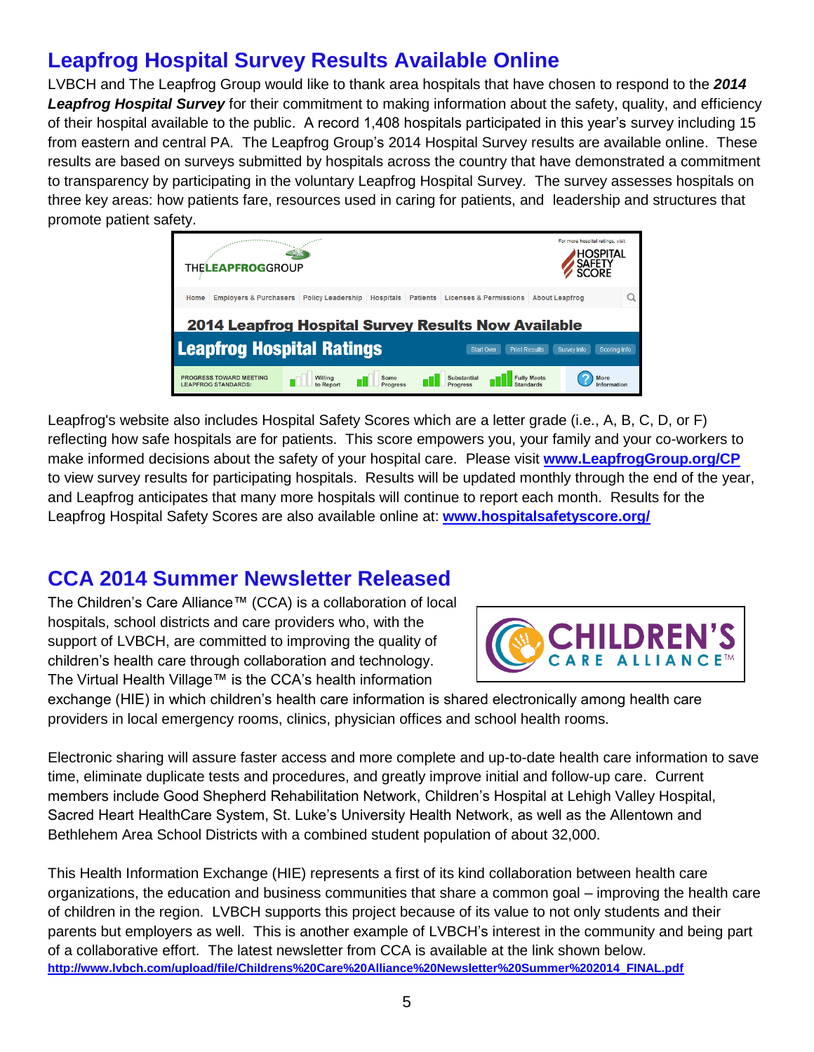## Leapfrog Hospital Survey Results Available Online

LVBCH and The Leapfrog Group would like to thank area hospitals that have chosen to respond to the ***2014 Leapfrog Hospital Survey*** for their commitment to making information about the safety, quality, and efficiency of their hospital available to the public. A record 1,408 hospitals participated in this year's survey including 15 from eastern and central PA. The Leapfrog Group's 2014 Hospital Survey results are available online. These results are based on surveys submitted by hospitals across the country that have demonstrated a commitment to transparency by participating in the voluntary Leapfrog Hospital Survey. The survey assesses hospitals on three key areas: how patients fare, resources used in caring for patients, and leadership and structures that promote patient safety.

Leapfrog's website also includes Hospital Safety Scores which are a letter grade (i.e., A, B, C, D, or F) reflecting how safe hospitals are for patients. This score empowers you, your family and your co-workers to make informed decisions about the safety of your hospital care. Please visit **www.LeapfrogGroup.org/CP** to view survey results for participating hospitals. Results will be updated monthly through the end of the year, and Leapfrog anticipates that many more hospitals will continue to report each month. Results for the Leapfrog Hospital Safety Scores are also available online at: **www.hospitalsafetyscore.org/**

## CCA 2014 Summer Newsletter Released

The Children's Care Alliance™ (CCA) is a collaboration of local hospitals, school districts and care providers who, with the support of LVBCH, are committed to improving the quality of children's health care through collaboration and technology. The Virtual Health Village™ is the CCA's health information exchange (HIE) in which children's health care information is shared electronically among health care providers in local emergency rooms, clinics, physician offices and school health rooms.

Electronic sharing will assure faster access and more complete and up-to-date health care information to save time, eliminate duplicate tests and procedures, and greatly improve initial and follow-up care. Current members include Good Shepherd Rehabilitation Network, Children's Hospital at Lehigh Valley Hospital, Sacred Heart HealthCare System, St. Luke's University Health Network, as well as the Allentown and Bethlehem Area School Districts with a combined student population of about 32,000.

This Health Information Exchange (HIE) represents a first of its kind collaboration between health care organizations, the education and business communities that share a common goal – improving the health care of children in the region. LVBCH supports this project because of its value to not only students and their parents but employers as well. This is another example of LVBCH's interest in the community and being part of a collaborative effort. The latest newsletter from CCA is available at the link shown below.

**http://www.lvbch.com/upload/file/Childrens%20Care%20Alliance%20Newsletter%20Summer%202014_FINAL.pdf**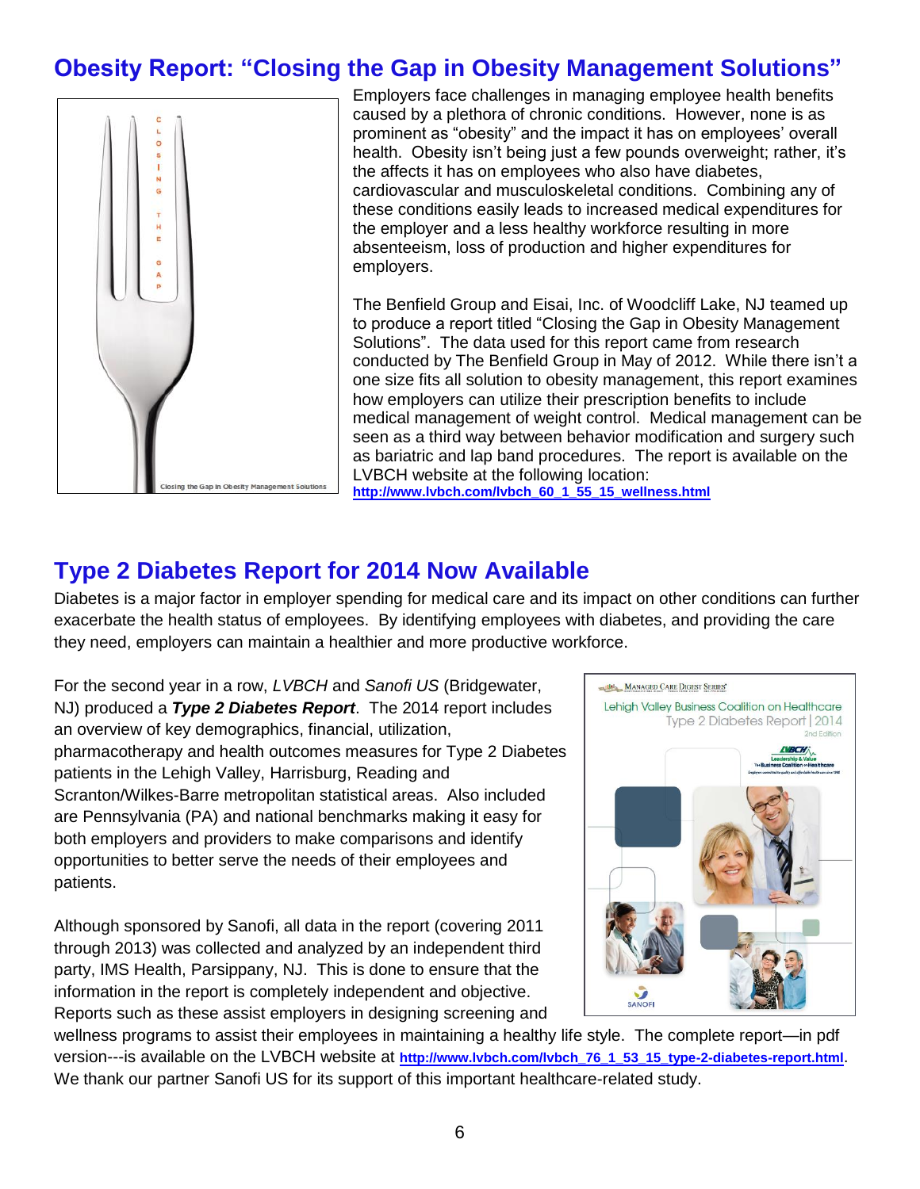## Obesity Report: "Closing the Gap in Obesity Management Solutions"

Employers face challenges in managing employee health benefits caused by a plethora of chronic conditions. However, none is as prominent as "obesity" and the impact it has on employees' overall health. Obesity isn't being just a few pounds overweight; rather, it's the affects it has on employees who also have diabetes, cardiovascular and musculoskeletal conditions. Combining any of these conditions easily leads to increased medical expenditures for the employer and a less healthy workforce resulting in more absenteeism, loss of production and higher expenditures for employers.

The Benfield Group and Eisai, Inc. of Woodcliff Lake, NJ teamed up to produce a report titled "Closing the Gap in Obesity Management Solutions". The data used for this report came from research conducted by The Benfield Group in May of 2012. While there isn't a one size fits all solution to obesity management, this report examines how employers can utilize their prescription benefits to include medical management of weight control. Medical management can be seen as a third way between behavior modification and surgery such as bariatric and lap band procedures. The report is available on the LVBCH website at the following location: **http://www.lvbch.com/lvbch_60_1_55_15_wellness.html**

## Type 2 Diabetes Report for 2014 Now Available

Diabetes is a major factor in employer spending for medical care and its impact on other conditions can further exacerbate the health status of employees. By identifying employees with diabetes, and providing the care they need, employers can maintain a healthier and more productive workforce.

For the second year in a row, *LVBCH* and *Sanofi US* (Bridgewater, NJ) produced a ***Type 2 Diabetes Report***. The 2014 report includes an overview of key demographics, financial, utilization, pharmacotherapy and health outcomes measures for Type 2 Diabetes patients in the Lehigh Valley, Harrisburg, Reading and Scranton/Wilkes-Barre metropolitan statistical areas. Also included are Pennsylvania (PA) and national benchmarks making it easy for both employers and providers to make comparisons and identify opportunities to better serve the needs of their employees and patients.

Although sponsored by Sanofi, all data in the report (covering 2011 through 2013) was collected and analyzed by an independent third party, IMS Health, Parsippany, NJ. This is done to ensure that the information in the report is completely independent and objective. Reports such as these assist employers in designing screening and wellness programs to assist their employees in maintaining a healthy life style. The complete report—in pdf version---is available on the LVBCH website at **http://www.lvbch.com/lvbch_76_1_53_15_type-2-diabetes-report.html**. We thank our partner Sanofi US for its support of this important healthcare-related study.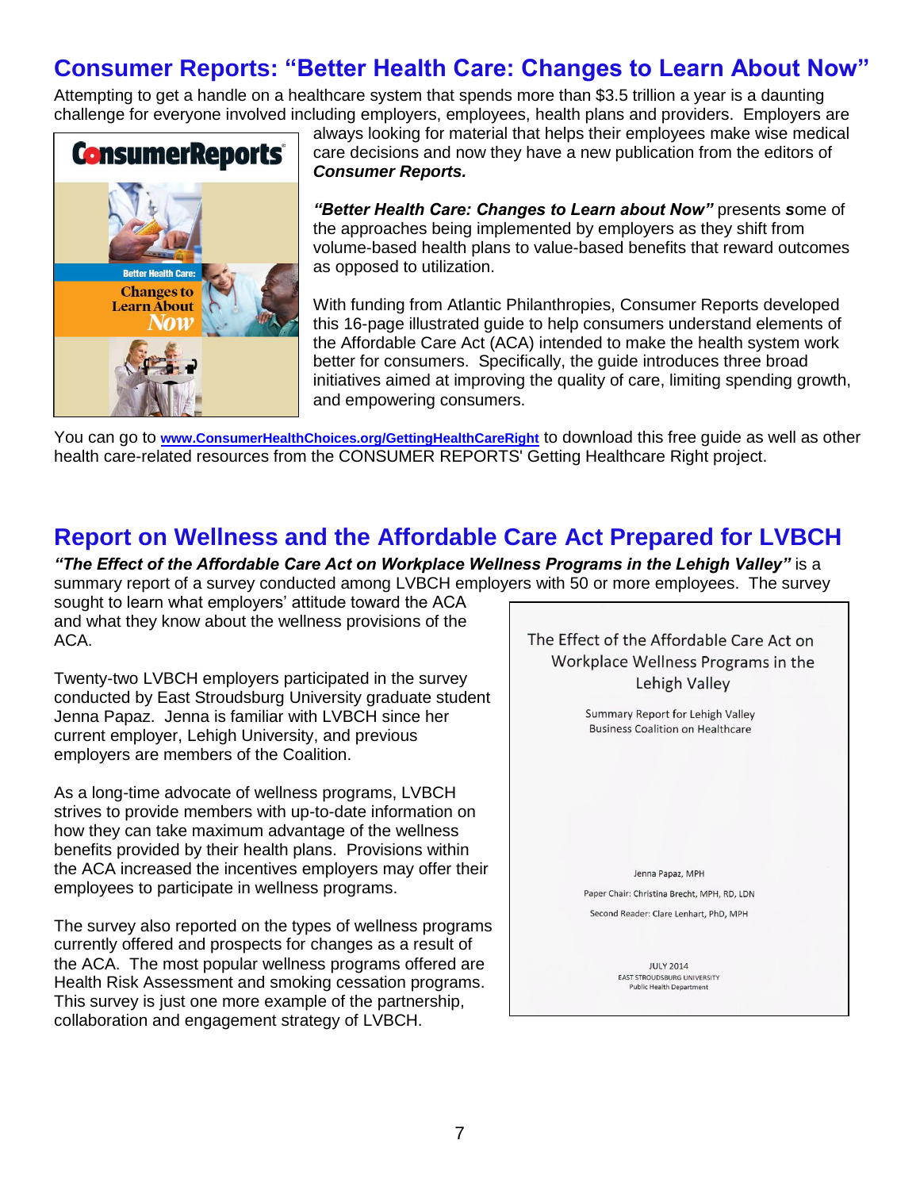## Consumer Reports: "Better Health Care: Changes to Learn About Now"

Attempting to get a handle on a healthcare system that spends more than $3.5 trillion a year is a daunting challenge for everyone involved including employers, employees, health plans and providers. Employers are always looking for material that helps their employees make wise medical care decisions and now they have a new publication from the editors of ***Consumer Reports.***

***"Better Health Care: Changes to Learn about Now"*** presents ***s***ome of the approaches being implemented by employers as they shift from volume-based health plans to value-based benefits that reward outcomes as opposed to utilization.

With funding from Atlantic Philanthropies, Consumer Reports developed this 16-page illustrated guide to help consumers understand elements of the Affordable Care Act (ACA) intended to make the health system work better for consumers. Specifically, the guide introduces three broad initiatives aimed at improving the quality of care, limiting spending growth, and empowering consumers.

You can go to **www.ConsumerHealthChoices.org/GettingHealthCareRight** to download this free guide as well as other health care-related resources from the CONSUMER REPORTS' Getting Healthcare Right project.

## Report on Wellness and the Affordable Care Act Prepared for LVBCH

***"The Effect of the Affordable Care Act on Workplace Wellness Programs in the Lehigh Valley"*** is a summary report of a survey conducted among LVBCH employers with 50 or more employees. The survey sought to learn what employers' attitude toward the ACA and what they know about the wellness provisions of the ACA.

Twenty-two LVBCH employers participated in the survey conducted by East Stroudsburg University graduate student Jenna Papaz. Jenna is familiar with LVBCH since her current employer, Lehigh University, and previous employers are members of the Coalition.

As a long-time advocate of wellness programs, LVBCH strives to provide members with up-to-date information on how they can take maximum advantage of the wellness benefits provided by their health plans. Provisions within the ACA increased the incentives employers may offer their employees to participate in wellness programs.

The survey also reported on the types of wellness programs currently offered and prospects for changes as a result of the ACA. The most popular wellness programs offered are Health Risk Assessment and smoking cessation programs. This survey is just one more example of the partnership, collaboration and engagement strategy of LVBCH.

The Effect of the Affordable Care Act on Workplace Wellness Programs in the Lehigh Valley

Summary Report for Lehigh Valley Business Coalition on Healthcare

Jenna Papaz, MPH

Paper Chair: Christina Brecht, MPH, RD, LDN

Second Reader: Clare Lenhart, PhD, MPH

JULY 2014
EAST STROUDSBURG UNIVERSITY
Public Health Department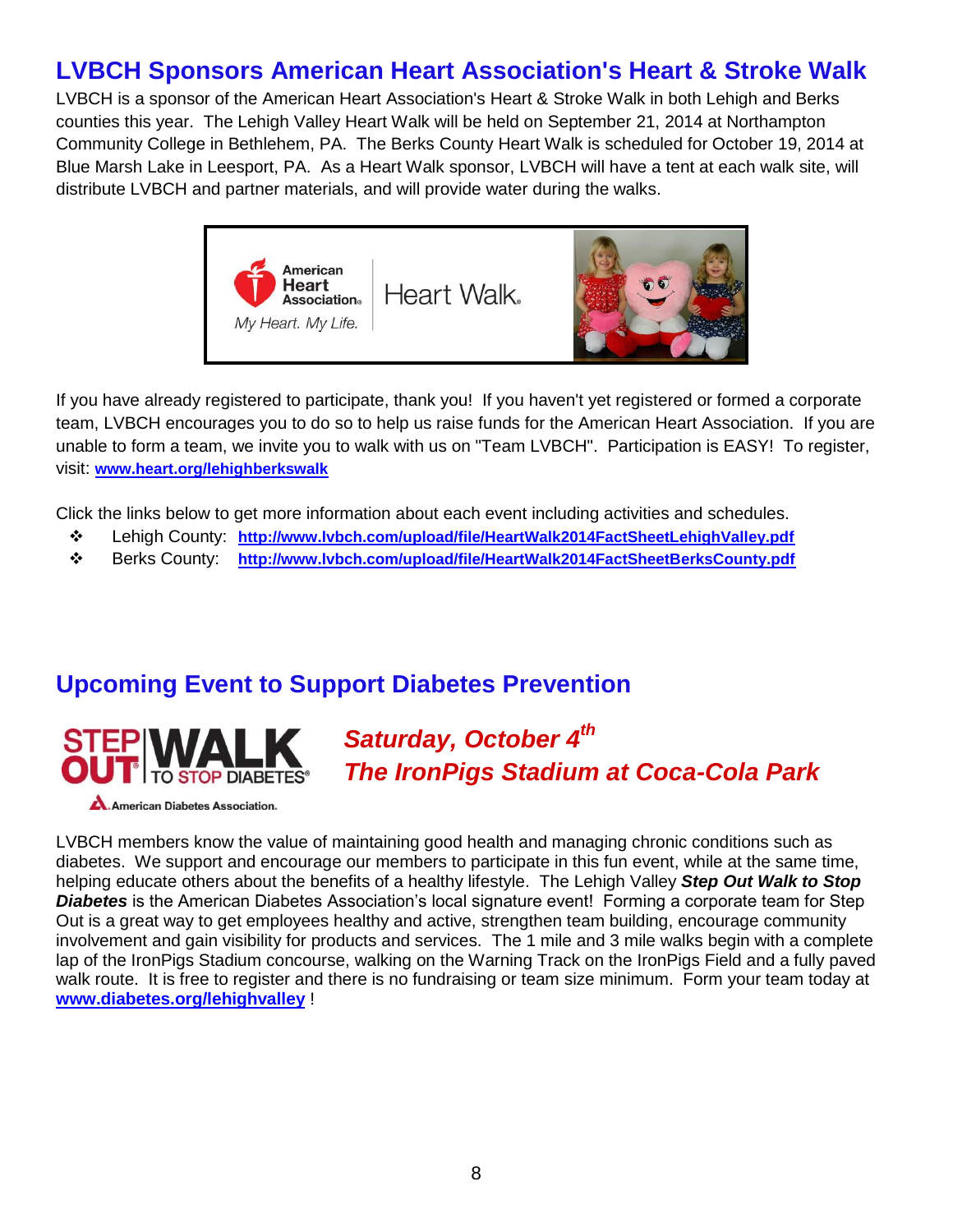## LVBCH Sponsors American Heart Association's Heart & Stroke Walk

LVBCH is a sponsor of the American Heart Association's Heart & Stroke Walk in both Lehigh and Berks counties this year. The Lehigh Valley Heart Walk will be held on September 21, 2014 at Northampton Community College in Bethlehem, PA. The Berks County Heart Walk is scheduled for October 19, 2014 at Blue Marsh Lake in Leesport, PA. As a Heart Walk sponsor, LVBCH will have a tent at each walk site, will distribute LVBCH and partner materials, and will provide water during the walks.

If you have already registered to participate, thank you! If you haven't yet registered or formed a corporate team, LVBCH encourages you to do so to help us raise funds for the American Heart Association. If you are unable to form a team, we invite you to walk with us on "Team LVBCH". Participation is EASY! To register, visit: **www.heart.org/lehighberkswalk**

Click the links below to get more information about each event including activities and schedules.

- Lehigh County: **http://www.lvbch.com/upload/file/HeartWalk2014FactSheetLehighValley.pdf**
- Berks County: **http://www.lvbch.com/upload/file/HeartWalk2014FactSheetBerksCounty.pdf**

## Upcoming Event to Support Diabetes Prevention

***Saturday, October 4th***
***The IronPigs Stadium at Coca-Cola Park***

LVBCH members know the value of maintaining good health and managing chronic conditions such as diabetes. We support and encourage our members to participate in this fun event, while at the same time, helping educate others about the benefits of a healthy lifestyle. The Lehigh Valley ***Step Out Walk to Stop Diabetes*** is the American Diabetes Association's local signature event! Forming a corporate team for Step Out is a great way to get employees healthy and active, strengthen team building, encourage community involvement and gain visibility for products and services. The 1 mile and 3 mile walks begin with a complete lap of the IronPigs Stadium concourse, walking on the Warning Track on the IronPigs Field and a fully paved walk route. It is free to register and there is no fundraising or team size minimum. Form your team today at **www.diabetes.org/lehighvalley** !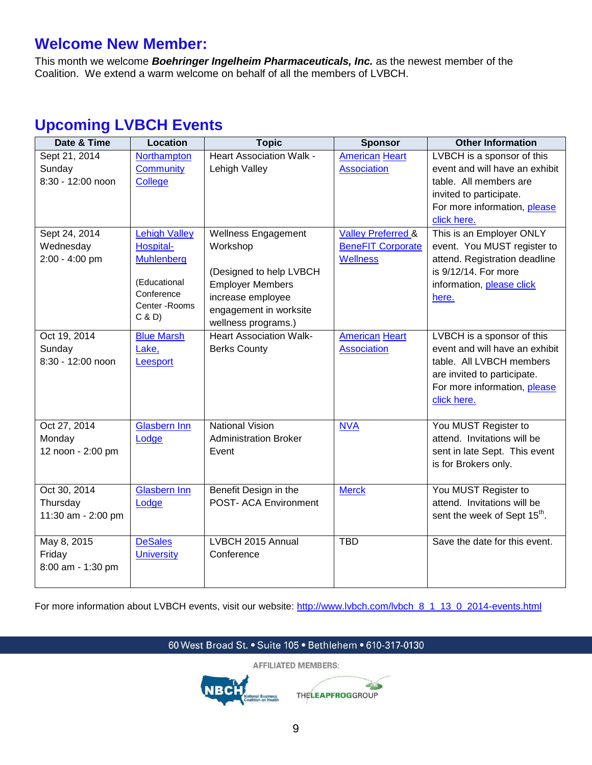## Welcome New Member:

This month we welcome ***Boehringer Ingelheim Pharmaceuticals, Inc.*** as the newest member of the Coalition. We extend a warm welcome on behalf of all the members of LVBCH.

## Upcoming LVBCH Events

| Date & Time | Location | Topic | Sponsor | Other Information |
|---|---|---|---|---|
| Sept 21, 2014 Sunday 8:30 - 12:00 noon | Northampton Community College | Heart Association Walk - Lehigh Valley | American Heart Association | LVBCH is a sponsor of this event and will have an exhibit table. All members are invited to participate. For more information, please click here. |
| Sept 24, 2014 Wednesday 2:00 - 4:00 pm | Lehigh Valley Hospital-Muhlenberg (Educational Conference Center -Rooms C & D) | Wellness Engagement Workshop (Designed to help LVBCH Employer Members increase employee engagement in worksite wellness programs.) | Valley Preferred & BeneFIT Corporate Wellness | This is an Employer ONLY event. You MUST register to attend. Registration deadline is 9/12/14. For more information, please click here. |
| Oct 19, 2014 Sunday 8:30 - 12:00 noon | Blue Marsh Lake, Leesport | Heart Association Walk-Berks County | American Heart Association | LVBCH is a sponsor of this event and will have an exhibit table. All LVBCH members are invited to participate. For more information, please click here. |
| Oct 27, 2014 Monday 12 noon - 2:00 pm | Glasbern Inn Lodge | National Vision Administration Broker Event | NVA | You MUST Register to attend. Invitations will be sent in late Sept. This event is for Brokers only. |
| Oct 30, 2014 Thursday 11:30 am - 2:00 pm | Glasbern Inn Lodge | Benefit Design in the POST- ACA Environment | Merck | You MUST Register to attend. Invitations will be sent the week of Sept 15th. |
| May 8, 2015 Friday 8:00 am - 1:30 pm | DeSales University | LVBCH 2015 Annual Conference | TBD | Save the date for this event. |

For more information about LVBCH events, visit our website: http://www.lvbch.com/lvbch_8_1_13_0_2014-events.html

60 West Broad St. • Suite 105 • Bethlehem • 610-317-0130

AFFILIATED MEMBERS:

NBCH National Business Coalition on Health

THE LEAPFROG GROUP